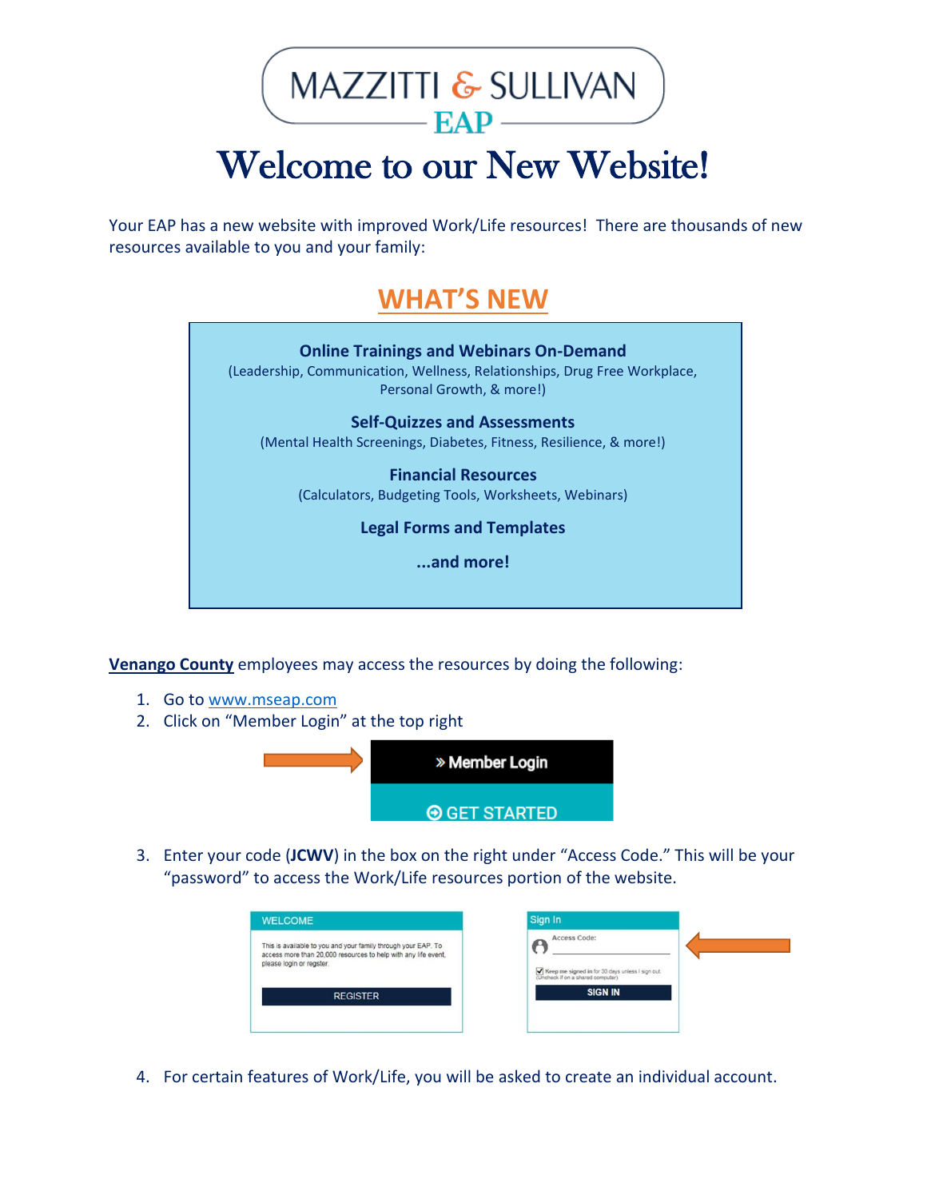# MAZZITTI & SULLIVAN EAP

# Welcome to our New Website!

Your EAP has a new website with improved Work/Life resources! There are thousands of new resources available to you and your family:

## WHAT'S NEW

**Online Trainings and Webinars On-Demand**
(Leadership, Communication, Wellness, Relationships, Drug Free Workplace, Personal Growth, & more!)

**Self-Quizzes and Assessments**
(Mental Health Screenings, Diabetes, Fitness, Resilience, & more!)

**Financial Resources**
(Calculators, Budgeting Tools, Worksheets, Webinars)

**Legal Forms and Templates**

**...and more!**

**Venango County** employees may access the resources by doing the following:

1. Go to www.mseap.com
2. Click on "Member Login" at the top right

   » Member Login

   GET STARTED

3. Enter your code (**JCWV**) in the box on the right under "Access Code." This will be your "password" to access the Work/Life resources portion of the website.

   WELCOME

   This is available to you and your family through your EAP. To access more than 20,000 resources to help with any life event, please login or register.

   REGISTER

   Sign In

   Access Code:

   Keep me signed in for 30 days unless I sign out. (Uncheck if on a shared computer)

   SIGN IN

4. For certain features of Work/Life, you will be asked to create an individual account.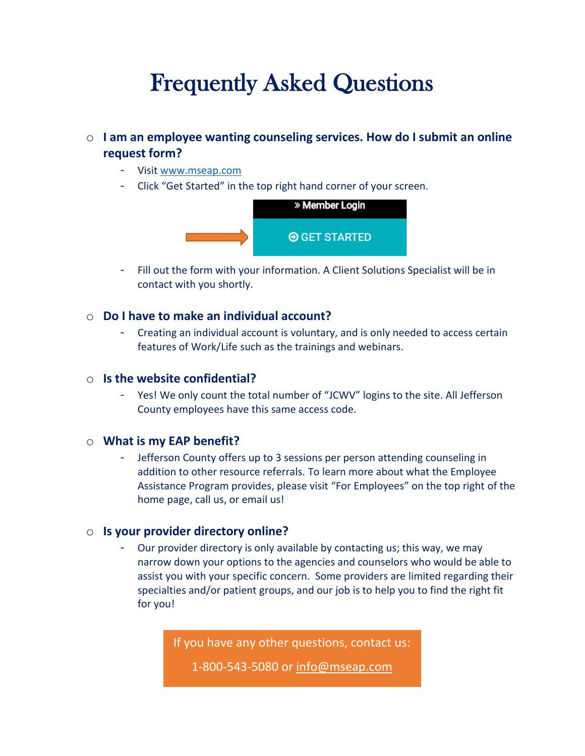# Frequently Asked Questions

- **I am an employee wanting counseling services. How do I submit an online request form?**
  - Visit www.mseap.com
  - Click "Get Started" in the top right hand corner of your screen.

    » Member Login

    GET STARTED

  - Fill out the form with your information. A Client Solutions Specialist will be in contact with you shortly.

- **Do I have to make an individual account?**
  - Creating an individual account is voluntary, and is only needed to access certain features of Work/Life such as the trainings and webinars.

- **Is the website confidential?**
  - Yes! We only count the total number of "JCWV" logins to the site. All Jefferson County employees have this same access code.

- **What is my EAP benefit?**
  - Jefferson County offers up to 3 sessions per person attending counseling in addition to other resource referrals. To learn more about what the Employee Assistance Program provides, please visit "For Employees" on the top right of the home page, call us, or email us!

- **Is your provider directory online?**
  - Our provider directory is only available by contacting us; this way, we may narrow down your options to the agencies and counselors who would be able to assist you with your specific concern. Some providers are limited regarding their specialties and/or patient groups, and our job is to help you to find the right fit for you!

If you have any other questions, contact us:

1-800-543-5080 or info@mseap.com